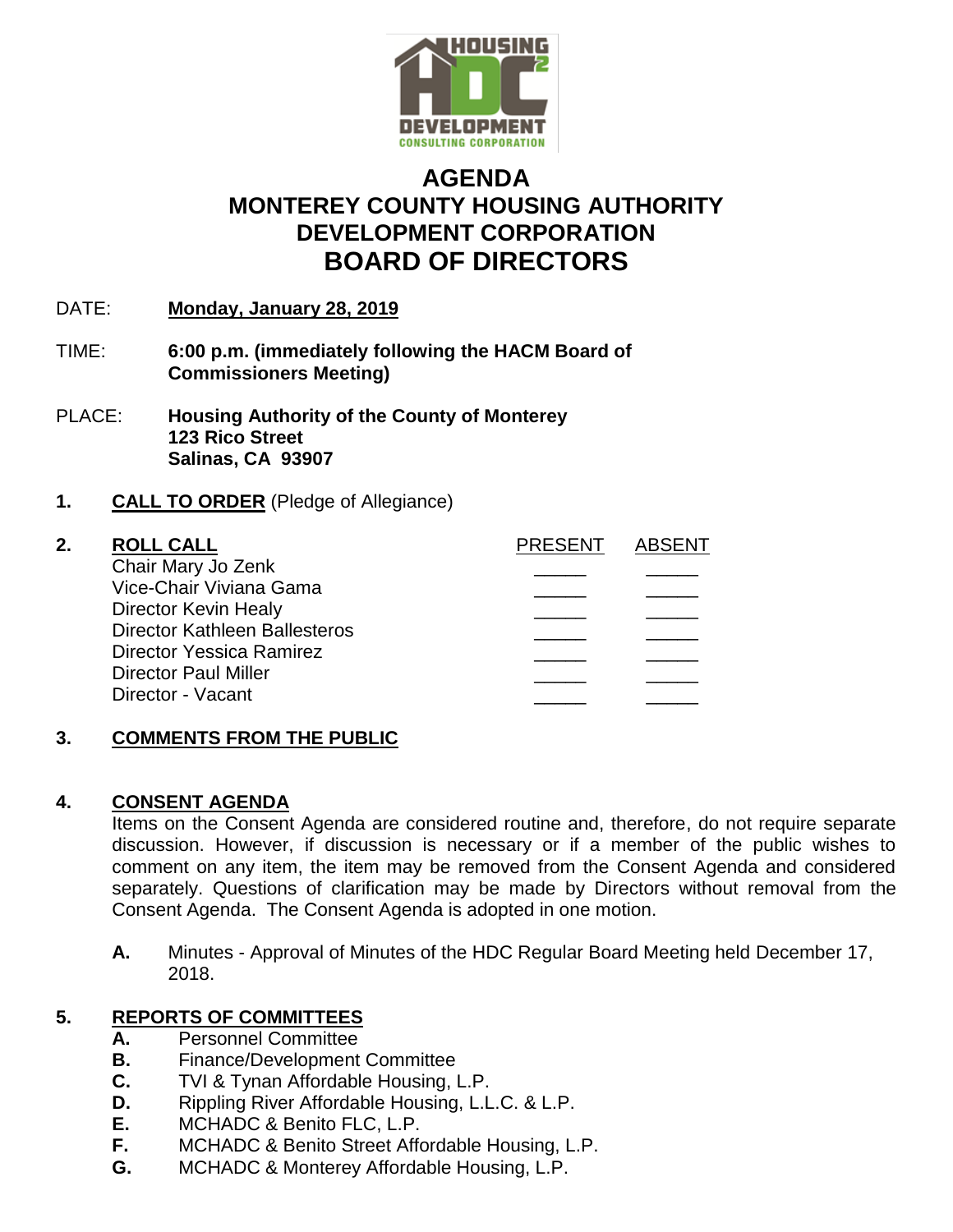# AGENDA
# MONTEREY COUNTY HOUSING AUTHORITY DEVELOPMENT CORPORATION
# BOARD OF DIRECTORS

DATE: **Monday, January 28, 2019**

TIME: **6:00 p.m. (immediately following the HACM Board of Commissioners Meeting)**

PLACE: **Housing Authority of the County of Monterey**
**123 Rico Street**
**Salinas, CA 93907**

**1. CALL TO ORDER** (Pledge of Allegiance)

**2. ROLL CALL**

| | PRESENT | ABSENT |
|---|---|---|
| Chair Mary Jo Zenk | _____ | _____ |
| Vice-Chair Viviana Gama | _____ | _____ |
| Director Kevin Healy | _____ | _____ |
| Director Kathleen Ballesteros | _____ | _____ |
| Director Yessica Ramirez | _____ | _____ |
| Director Paul Miller | _____ | _____ |
| Director - Vacant | _____ | _____ |

**3. COMMENTS FROM THE PUBLIC**

**4. CONSENT AGENDA**

Items on the Consent Agenda are considered routine and, therefore, do not require separate discussion. However, if discussion is necessary or if a member of the public wishes to comment on any item, the item may be removed from the Consent Agenda and considered separately. Questions of clarification may be made by Directors without removal from the Consent Agenda. The Consent Agenda is adopted in one motion.

**A.** Minutes - Approval of Minutes of the HDC Regular Board Meeting held December 17, 2018.

**5. REPORTS OF COMMITTEES**

**A.** Personnel Committee
**B.** Finance/Development Committee
**C.** TVI & Tynan Affordable Housing, L.P.
**D.** Rippling River Affordable Housing, L.L.C. & L.P.
**E.** MCHADC & Benito FLC, L.P.
**F.** MCHADC & Benito Street Affordable Housing, L.P.
**G.** MCHADC & Monterey Affordable Housing, L.P.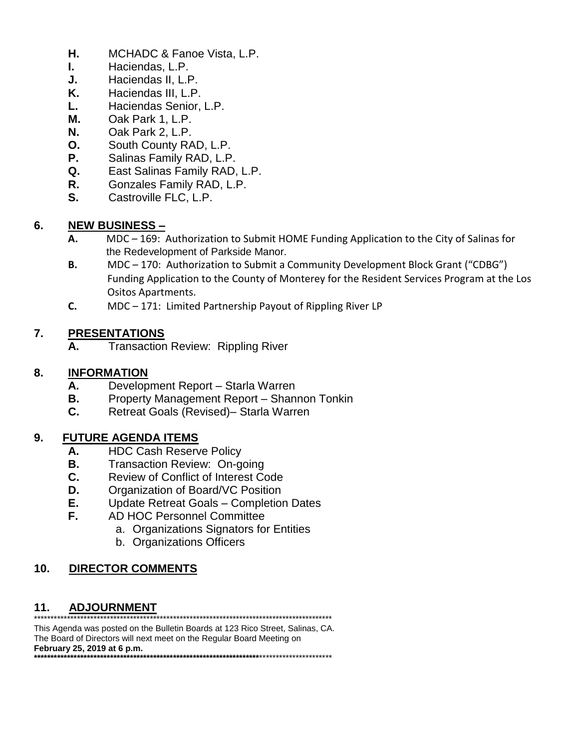- **H.** MCHADC & Fanoe Vista, L.P.
- **I.** Haciendas, L.P.
- **J.** Haciendas II, L.P.
- **K.** Haciendas III, L.P.
- **L.** Haciendas Senior, L.P.
- **M.** Oak Park 1, L.P.
- **N.** Oak Park 2, L.P.
- **O.** South County RAD, L.P.
- **P.** Salinas Family RAD, L.P.
- **Q.** East Salinas Family RAD, L.P.
- **R.** Gonzales Family RAD, L.P.
- **S.** Castroville FLC, L.P.

## 6. NEW BUSINESS –

- **A.** MDC – 169: Authorization to Submit HOME Funding Application to the City of Salinas for the Redevelopment of Parkside Manor.
- **B.** MDC – 170: Authorization to Submit a Community Development Block Grant ("CDBG") Funding Application to the County of Monterey for the Resident Services Program at the Los Ositos Apartments.
- **C.** MDC – 171: Limited Partnership Payout of Rippling River LP

## 7. PRESENTATIONS

- **A.** Transaction Review: Rippling River

## 8. INFORMATION

- **A.** Development Report – Starla Warren
- **B.** Property Management Report – Shannon Tonkin
- **C.** Retreat Goals (Revised)– Starla Warren

## 9. FUTURE AGENDA ITEMS

- **A.** HDC Cash Reserve Policy
- **B.** Transaction Review: On-going
- **C.** Review of Conflict of Interest Code
- **D.** Organization of Board/VC Position
- **E.** Update Retreat Goals – Completion Dates
- **F.** AD HOC Personnel Committee
  - a. Organizations Signators for Entities
  - b. Organizations Officers

## 10. DIRECTOR COMMENTS

## 11. ADJOURNMENT

*******************************************************************************************

This Agenda was posted on the Bulletin Boards at 123 Rico Street, Salinas, CA.
The Board of Directors will next meet on the Regular Board Meeting on
**February 25, 2019 at 6 p.m.**

*******************************************************************************************